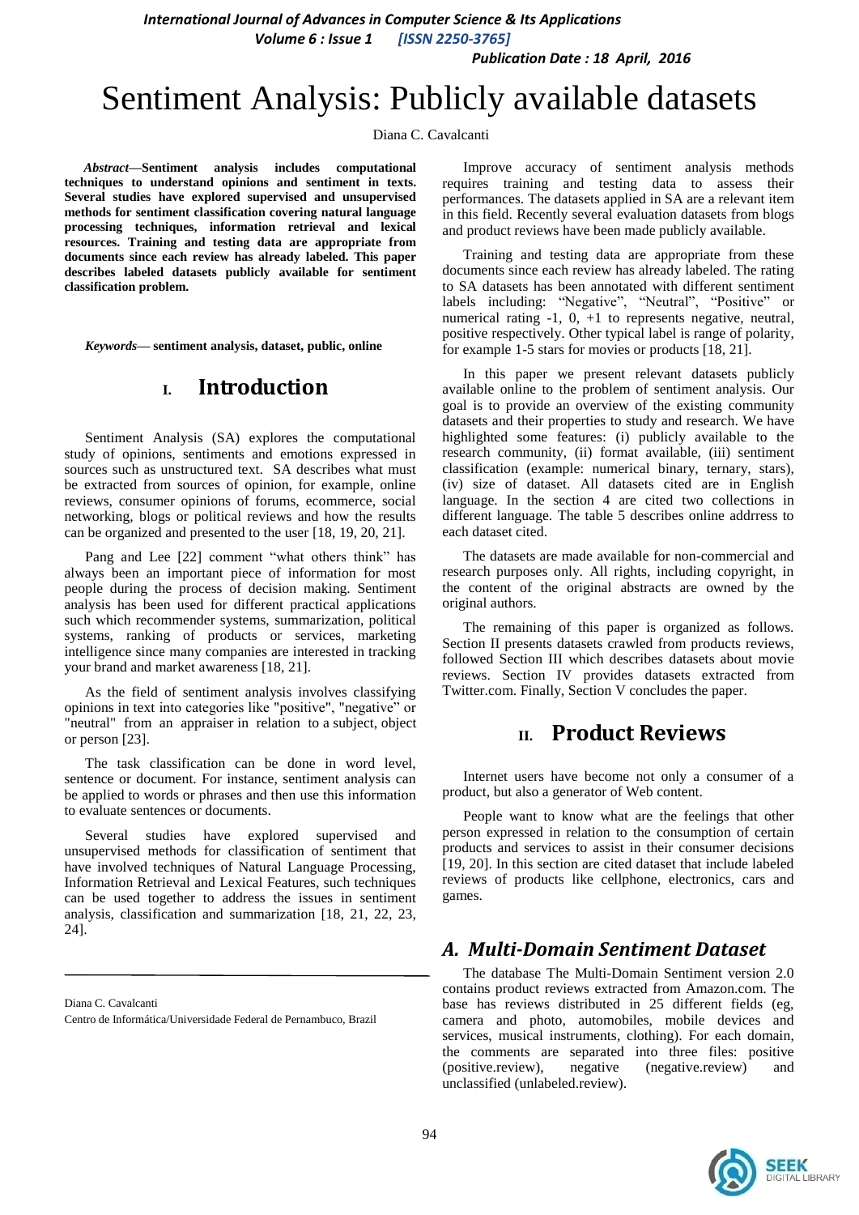# Sentiment Analysis: Publicly available datasets

Diana C. Cavalcanti

***Abstract*—Sentiment analysis includes computational techniques to understand opinions and sentiment in texts. Several studies have explored supervised and unsupervised methods for sentiment classification covering natural language processing techniques, information retrieval and lexical resources. Training and testing data are appropriate from documents since each review has already labeled. This paper describes labeled datasets publicly available for sentiment classification problem.**

***Keywords*— sentiment analysis, dataset, public, online**

## I. Introduction

Sentiment Analysis (SA) explores the computational study of opinions, sentiments and emotions expressed in sources such as unstructured text. SA describes what must be extracted from sources of opinion, for example, online reviews, consumer opinions of forums, ecommerce, social networking, blogs or political reviews and how the results can be organized and presented to the user [18, 19, 20, 21].

Pang and Lee [22] comment "what others think" has always been an important piece of information for most people during the process of decision making. Sentiment analysis has been used for different practical applications such which recommender systems, summarization, political systems, ranking of products or services, marketing intelligence since many companies are interested in tracking your brand and market awareness [18, 21].

As the field of sentiment analysis involves classifying opinions in text into categories like "positive", "negative" or "neutral" from an appraiser in relation to a subject, object or person [23].

The task classification can be done in word level, sentence or document. For instance, sentiment analysis can be applied to words or phrases and then use this information to evaluate sentences or documents.

Several studies have explored supervised and unsupervised methods for classification of sentiment that have involved techniques of Natural Language Processing, Information Retrieval and Lexical Features, such techniques can be used together to address the issues in sentiment analysis, classification and summarization [18, 21, 22, 23, 24].

Diana C. Cavalcanti

Centro de Informática/Universidade Federal de Pernambuco, Brazil

Improve accuracy of sentiment analysis methods requires training and testing data to assess their performances. The datasets applied in SA are a relevant item in this field. Recently several evaluation datasets from blogs and product reviews have been made publicly available.

Training and testing data are appropriate from these documents since each review has already labeled. The rating to SA datasets has been annotated with different sentiment labels including: "Negative", "Neutral", "Positive" or numerical rating -1, 0, +1 to represents negative, neutral, positive respectively. Other typical label is range of polarity, for example 1-5 stars for movies or products [18, 21].

In this paper we present relevant datasets publicly available online to the problem of sentiment analysis. Our goal is to provide an overview of the existing community datasets and their properties to study and research. We have highlighted some features: (i) publicly available to the research community, (ii) format available, (iii) sentiment classification (example: numerical binary, ternary, stars), (iv) size of dataset. All datasets cited are in English language. In the section 4 are cited two collections in different language. The table 5 describes online addrress to each dataset cited.

The datasets are made available for non-commercial and research purposes only. All rights, including copyright, in the content of the original abstracts are owned by the original authors.

The remaining of this paper is organized as follows. Section II presents datasets crawled from products reviews, followed Section III which describes datasets about movie reviews. Section IV provides datasets extracted from Twitter.com. Finally, Section V concludes the paper.

## II. Product Reviews

Internet users have become not only a consumer of a product, but also a generator of Web content.

People want to know what are the feelings that other person expressed in relation to the consumption of certain products and services to assist in their consumer decisions [19, 20]. In this section are cited dataset that include labeled reviews of products like cellphone, electronics, cars and games.

### A. Multi-Domain Sentiment Dataset

The database The Multi-Domain Sentiment version 2.0 contains product reviews extracted from Amazon.com. The base has reviews distributed in 25 different fields (eg, camera and photo, automobiles, mobile devices and services, musical instruments, clothing). For each domain, the comments are separated into three files: positive (positive.review), negative (negative.review) and unclassified (unlabeled.review).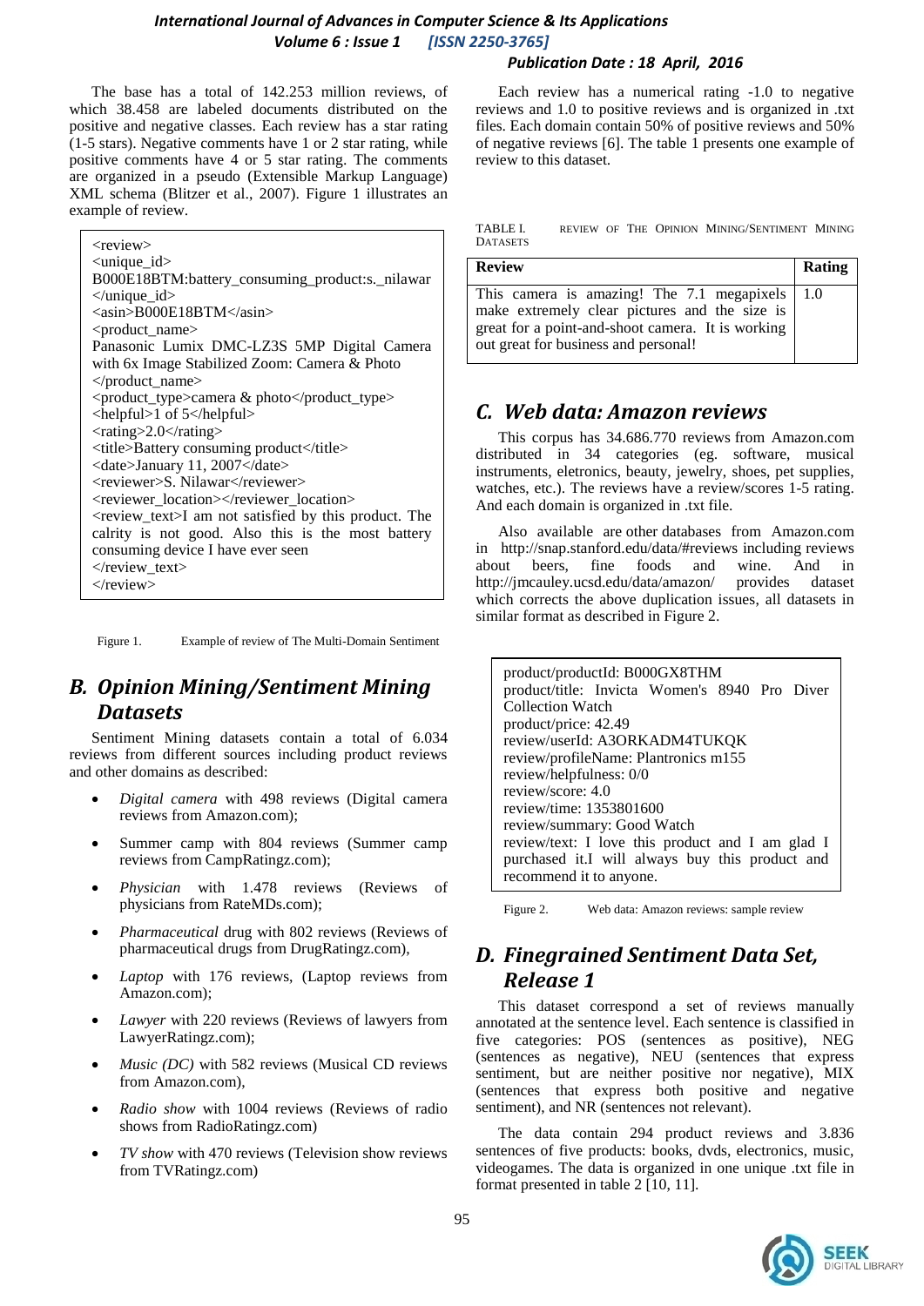The base has a total of 142.253 million reviews, of which 38.458 are labeled documents distributed on the positive and negative classes. Each review has a star rating (1-5 stars). Negative comments have 1 or 2 star rating, while positive comments have 4 or 5 star rating. The comments are organized in a pseudo (Extensible Markup Language) XML schema (Blitzer et al., 2007). Figure 1 illustrates an example of review.

```
<review>
<unique_id>
B000E18BTM:battery_consuming_product:s._nilawar
</unique_id>
<asin>B000E18BTM</asin>
<product_name>
Panasonic Lumix DMC-LZ3S 5MP Digital Camera
with 6x Image Stabilized Zoom: Camera & Photo
</product_name>
<product_type>camera & photo</product_type>
<helpful>1 of 5</helpful>
<rating>2.0</rating>
<title>Battery consuming product</title>
<date>January 11, 2007</date>
<reviewer>S. Nilawar</reviewer>
<reviewer_location></reviewer_location>
<review_text>I am not satisfied by this product. The
calrity is not good. Also this is the most battery
consuming device I have ever seen
</review_text>
</review>
```

Figure 1. Example of review of The Multi-Domain Sentiment

## B. Opinion Mining/Sentiment Mining Datasets

Sentiment Mining datasets contain a total of 6.034 reviews from different sources including product reviews and other domains as described:

- *Digital camera* with 498 reviews (Digital camera reviews from Amazon.com);
- Summer camp with 804 reviews (Summer camp reviews from CampRatingz.com);
- *Physician* with 1.478 reviews (Reviews of physicians from RateMDs.com);
- *Pharmaceutical* drug with 802 reviews (Reviews of pharmaceutical drugs from DrugRatingz.com),
- *Laptop* with 176 reviews, (Laptop reviews from Amazon.com);
- *Lawyer* with 220 reviews (Reviews of lawyers from LawyerRatingz.com);
- *Music (DC)* with 582 reviews (Musical CD reviews from Amazon.com),
- *Radio show* with 1004 reviews (Reviews of radio shows from RadioRatingz.com)
- *TV show* with 470 reviews (Television show reviews from TVRatingz.com)

Each review has a numerical rating -1.0 to negative reviews and 1.0 to positive reviews and is organized in .txt files. Each domain contain 50% of positive reviews and 50% of negative reviews [6]. The table 1 presents one example of review to this dataset.

TABLE I. REVIEW OF THE OPINION MINING/SENTIMENT MINING DATASETS

| Review | Rating |
|---|---|
| This camera is amazing! The 7.1 megapixels make extremely clear pictures and the size is great for a point-and-shoot camera. It is working out great for business and personal! | 1.0 |

## C. Web data: Amazon reviews

This corpus has 34.686.770 reviews from Amazon.com distributed in 34 categories (eg. software, musical instruments, eletronics, beauty, jewelry, shoes, pet supplies, watches, etc.). The reviews have a review/scores 1-5 rating. And each domain is organized in .txt file.

Also available are other databases from Amazon.com in http://snap.stanford.edu/data/#reviews including reviews about beers, fine foods and wine. And in http://jmcauley.ucsd.edu/data/amazon/ provides dataset which corrects the above duplication issues, all datasets in similar format as described in Figure 2.

```
product/productId: B000GX8THM
product/title: Invicta Women's 8940 Pro Diver
Collection Watch
product/price: 42.49
review/userId: A3ORKADM4TUKQK
review/profileName: Plantronics m155
review/helpfulness: 0/0
review/score: 4.0
review/time: 1353801600
review/summary: Good Watch
review/text: I love this product and I am glad I
purchased it.I will always buy this product and
recommend it to anyone.
```

Figure 2. Web data: Amazon reviews: sample review

## D. Finegrained Sentiment Data Set, Release 1

This dataset correspond a set of reviews manually annotated at the sentence level. Each sentence is classified in five categories: POS (sentences as positive), NEG (sentences as negative), NEU (sentences that express sentiment, but are neither positive nor negative), MIX (sentences that express both positive and negative sentiment), and NR (sentences not relevant).

The data contain 294 product reviews and 3.836 sentences of five products: books, dvds, electronics, music, videogames. The data is organized in one unique .txt file in format presented in table 2 [10, 11].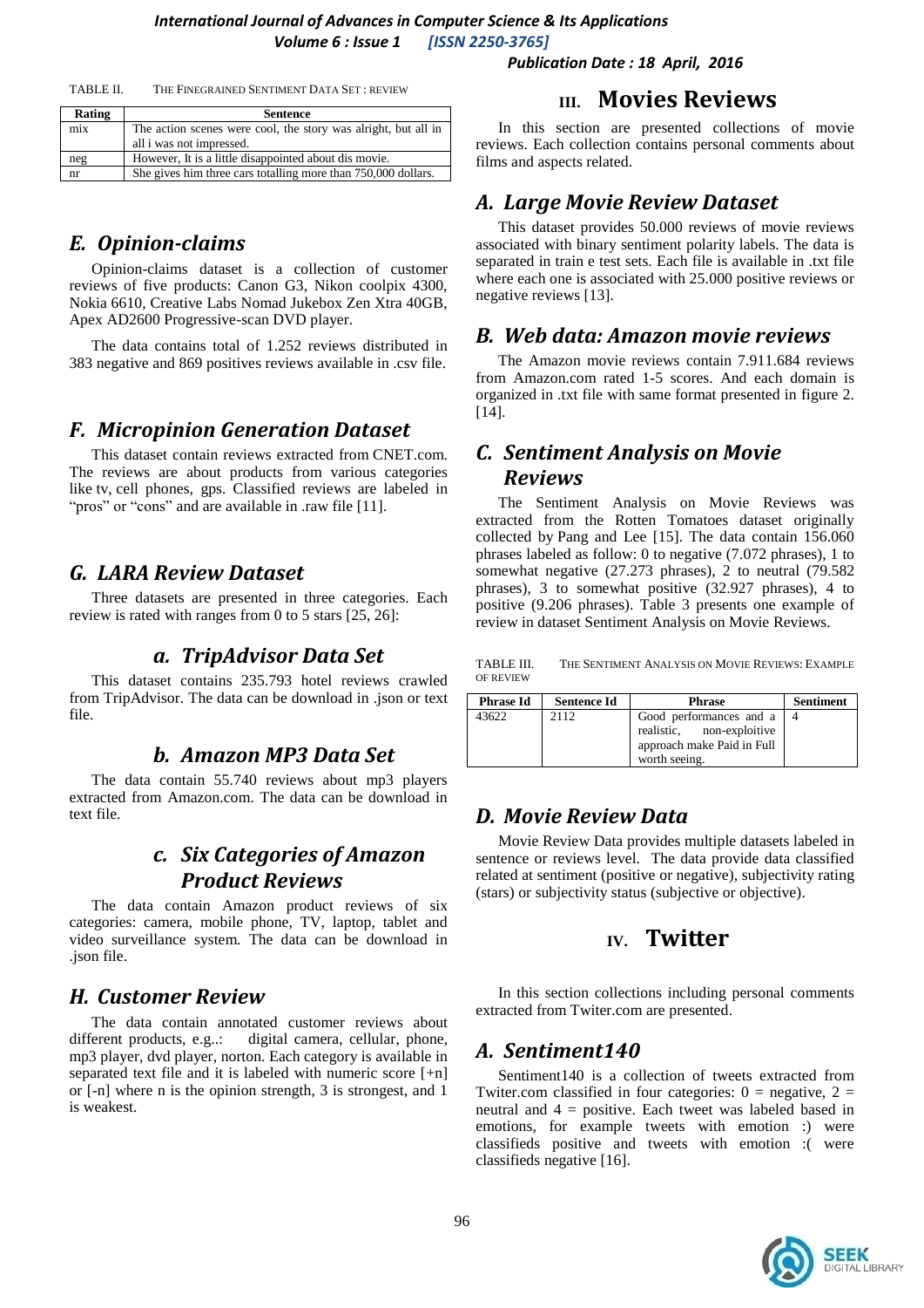TABLE II. THE FINEGRAINED SENTIMENT DATA SET : REVIEW

| Rating | Sentence |
| --- | --- |
| mix | The action scenes were cool, the story was alright, but all in all i was not impressed. |
| neg | However, It is a little disappointed about dis movie. |
| nr | She gives him three cars totalling more than 750,000 dollars. |

## E. Opinion-claims

Opinion-claims dataset is a collection of customer reviews of five products: Canon G3, Nikon coolpix 4300, Nokia 6610, Creative Labs Nomad Jukebox Zen Xtra 40GB, Apex AD2600 Progressive-scan DVD player.

The data contains total of 1.252 reviews distributed in 383 negative and 869 positives reviews available in .csv file.

## F. Micropinion Generation Dataset

This dataset contain reviews extracted from CNET.com. The reviews are about products from various categories like tv, cell phones, gps. Classified reviews are labeled in "pros" or "cons" and are available in .raw file [11].

## G. LARA Review Dataset

Three datasets are presented in three categories. Each review is rated with ranges from 0 to 5 stars [25, 26]:

### a. TripAdvisor Data Set

This dataset contains 235.793 hotel reviews crawled from TripAdvisor. The data can be download in .json or text file.

### b. Amazon MP3 Data Set

The data contain 55.740 reviews about mp3 players extracted from Amazon.com. The data can be download in text file.

### c. Six Categories of Amazon Product Reviews

The data contain Amazon product reviews of six categories: camera, mobile phone, TV, laptop, tablet and video surveillance system. The data can be download in .json file.

## H. Customer Review

The data contain annotated customer reviews about different products, e.g..: digital camera, cellular, phone, mp3 player, dvd player, norton. Each category is available in separated text file and it is labeled with numeric score [+n] or [-n] where n is the opinion strength, 3 is strongest, and 1 is weakest.

# III. Movies Reviews

In this section are presented collections of movie reviews. Each collection contains personal comments about films and aspects related.

## A. Large Movie Review Dataset

This dataset provides 50.000 reviews of movie reviews associated with binary sentiment polarity labels. The data is separated in train e test sets. Each file is available in .txt file where each one is associated with 25.000 positive reviews or negative reviews [13].

## B. Web data: Amazon movie reviews

The Amazon movie reviews contain 7.911.684 reviews from Amazon.com rated 1-5 scores. And each domain is organized in .txt file with same format presented in figure 2. [14].

## C. Sentiment Analysis on Movie Reviews

The Sentiment Analysis on Movie Reviews was extracted from the Rotten Tomatoes dataset originally collected by Pang and Lee [15]. The data contain 156.060 phrases labeled as follow: 0 to negative (7.072 phrases), 1 to somewhat negative (27.273 phrases), 2 to neutral (79.582 phrases), 3 to somewhat positive (32.927 phrases), 4 to positive (9.206 phrases). Table 3 presents one example of review in dataset Sentiment Analysis on Movie Reviews.

TABLE III. THE SENTIMENT ANALYSIS ON MOVIE REVIEWS: EXAMPLE OF REVIEW

| Phrase Id | Sentence Id | Phrase | Sentiment |
| --- | --- | --- | --- |
| 43622 | 2112 | Good performances and a realistic, non-exploitive approach make Paid in Full worth seeing. | 4 |

## D. Movie Review Data

Movie Review Data provides multiple datasets labeled in sentence or reviews level. The data provide data classified related at sentiment (positive or negative), subjectivity rating (stars) or subjectivity status (subjective or objective).

# IV. Twitter

In this section collections including personal comments extracted from Twiter.com are presented.

## A. Sentiment140

Sentiment140 is a collection of tweets extracted from Twiter.com classified in four categories: 0 = negative, 2 = neutral and 4 = positive. Each tweet was labeled based in emotions, for example tweets with emotion :) were classifieds positive and tweets with emotion :( were classifieds negative [16].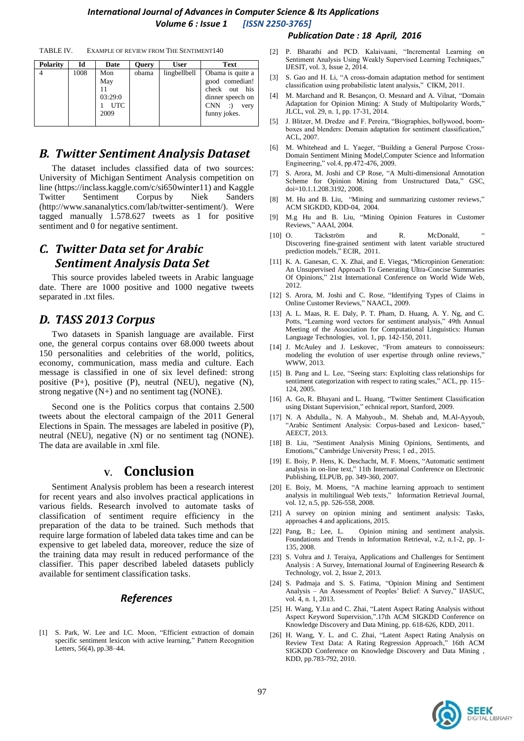TABLE IV. EXAMPLE OF REVIEW FROM THE SENTIMENT140

| Polarity | Id | Date | Query | User | Text |
|---|---|---|---|---|---|
| 4 | 1008 | Mon May 11 03:29:01 UTC 2009 | obama | lingbellbell | Obama is quite a good comedian! check out his dinner speech on CNN :) very funny jokes. |

## B. Twitter Sentiment Analysis Dataset

The dataset includes classified data of two sources: University of Michigan Sentiment Analysis competition on line (https://inclass.kaggle.com/c/si650winter11) and Kaggle Twitter Sentiment Corpus by Niek Sanders (http://www.sananalytics.com/lab/twitter-sentiment/). Were tagged manually 1.578.627 tweets as 1 for positive sentiment and 0 for negative sentiment.

## C. Twitter Data set for Arabic Sentiment Analysis Data Set

This source provides labeled tweets in Arabic language date. There are 1000 positive and 1000 negative tweets separated in .txt files.

## D. TASS 2013 Corpus

Two datasets in Spanish language are available. First one, the general corpus contains over 68.000 tweets about 150 personalities and celebrities of the world, politics, economy, communication, mass media and culture. Each message is classified in one of six level defined: strong positive (P+), positive (P), neutral (NEU), negative (N), strong negative (N+) and no sentiment tag (NONE).

Second one is the Politics corpus that contains 2.500 tweets about the electoral campaign of the 2011 General Elections in Spain. The messages are labeled in positive (P), neutral (NEU), negative (N) or no sentiment tag (NONE). The data are available in .xml file.

# V. Conclusion

Sentiment Analysis problem has been a research interest for recent years and also involves practical applications in various fields. Research involved to automate tasks of classification of sentiment require efficiency in the preparation of the data to be trained. Such methods that require large formation of labeled data takes time and can be expensive to get labeled data, moreover, reduce the size of the training data may result in reduced performance of the classifier. This paper described labeled datasets publicly available for sentiment classification tasks.

## References

[1] S. Park, W. Lee and I.C. Moon, "Efficient extraction of domain specific sentiment lexicon with active learning," Pattern Recognition Letters, 56(4), pp.38–44.

[2] P. Bharathi and PCD. Kalaivaani, "Incremental Learning on Sentiment Analysis Using Weakly Supervised Learning Techniques," IJESIT, vol. 3, Issue 2, 2014.

[3] S. Gao and H. Li, "A cross-domain adaptation method for sentiment classification using probabilistic latent analysis," CIKM, 2011.

[4] M. Marchand and R. Besançon, O. Mesnard and A. Vilnat, "Domain Adaptation for Opinion Mining: A Study of Multipolarity Words," JLCL, vol. 29, n. 1, pp. 17-31, 2014.

[5] J. Blitzer, M. Dredze and F. Pereira, "Biographies, bollywood, boom-boxes and blenders: Domain adaptation for sentiment classification," ACL, 2007.

[6] M. Whitehead and L. Yaeger, "Building a General Purpose Cross-Domain Sentiment Mining Model,Computer Science and Information Engineering," vol.4, pp.472-476, 2009.

[7] S. Arora, M. Joshi and CP Rose, "A Multi-dimensional Annotation Scheme for Opinion Mining from Unstructured Data," GSC, doi=10.1.1.208.3192, 2008.

[8] M. Hu and B. Liu, "Mining and summarizing customer reviews," ACM SIGKDD, KDD-04, 2004.

[9] M.g Hu and B. Liu, "Mining Opinion Features in Customer Reviews," AAAI, 2004.

[10] O. Täckström and R. McDonald, " Discovering fine-grained sentiment with latent variable structured prediction models," ECIR, 2011.

[11] K. A. Ganesan, C. X. Zhai, and E. Viegas, "Micropinion Generation: An Unsupervised Approach To Generating Ultra-Concise Summaries Of Opinions," 21st International Conference on World Wide Web, 2012.

[12] S. Arora, M. Joshi and C. Rose, "Identifying Types of Claims in Online Customer Reviews," NAACL, 2009.

[13] A. L. Maas, R. E. Daly, P. T. Pham, D. Huang, A. Y. Ng, and C. Potts, "Learning word vectors for sentiment analysis," 49th Annual Meeting of the Association for Computational Linguistics: Human Language Technologies, vol. 1, pp. 142-150, 2011.

[14] J. McAuley and J. Leskovec, "From amateurs to connoisseurs: modeling the evolution of user expertise through online reviews," WWW, 2013.

[15] B. Pang and L. Lee, "Seeing stars: Exploiting class relationships for sentiment categorization with respect to rating scales," ACL, pp. 115–124, 2005.

[16] A. Go, R. Bhayani and L. Huang, "Twitter Sentiment Classification using Distant Supervision," echnical report, Stanford, 2009.

[17] N. A Abdulla., N. A Mahyoub., M. Shehab and, M.Al-Ayyoub, "Arabic Sentiment Analysis: Corpus-based and Lexicon- based," AEECT, 2013.

[18] B. Liu, "Sentiment Analysis Mining Opinions, Sentiments, and Emotions," Cambridge University Press; 1 ed., 2015.

[19] E. Boiy, P. Hens, K. Deschacht, M. F. Moens, "Automatic sentiment analysis in on-line text," 11th International Conference on Electronic Publishing, ELPUB, pp. 349-360, 2007.

[20] E. Boiy, M. Moens, "A machine learning approach to sentiment analysis in multilingual Web texts," Information Retrieval Journal, vol. 12, n.5, pp. 526-558, 2008.

[21] A survey on opinion mining and sentiment analysis: Tasks, approaches 4 and applications, 2015.

[22] Pang, B.; Lee, L. Opinion mining and sentiment analysis. Foundations and Trends in Information Retrieval, v.2, n.1-2, pp. 1-135, 2008.

[23] S. Vohra and J. Teraiya, Applications and Challenges for Sentiment Analysis : A Survey, International Journal of Engineering Research & Technology, vol. 2, Issue 2, 2013.

[24] S. Padmaja and S. S. Fatima, "Opinion Mining and Sentiment Analysis – An Assessment of Peoples' Belief: A Survey," IJASUC, vol. 4, n. 1, 2013.

[25] H. Wang, Y.Lu and C. Zhai, "Latent Aspect Rating Analysis without Aspect Keyword Supervision,".17th ACM SIGKDD Conference on Knowledge Discovery and Data Mining, pp. 618-626, KDD, 2011.

[26] H. Wang, Y. L. and C. Zhai, "Latent Aspect Rating Analysis on Review Text Data: A Rating Regression Approach," 16th ACM SIGKDD Conference on Knowledge Discovery and Data Mining , KDD, pp.783-792, 2010.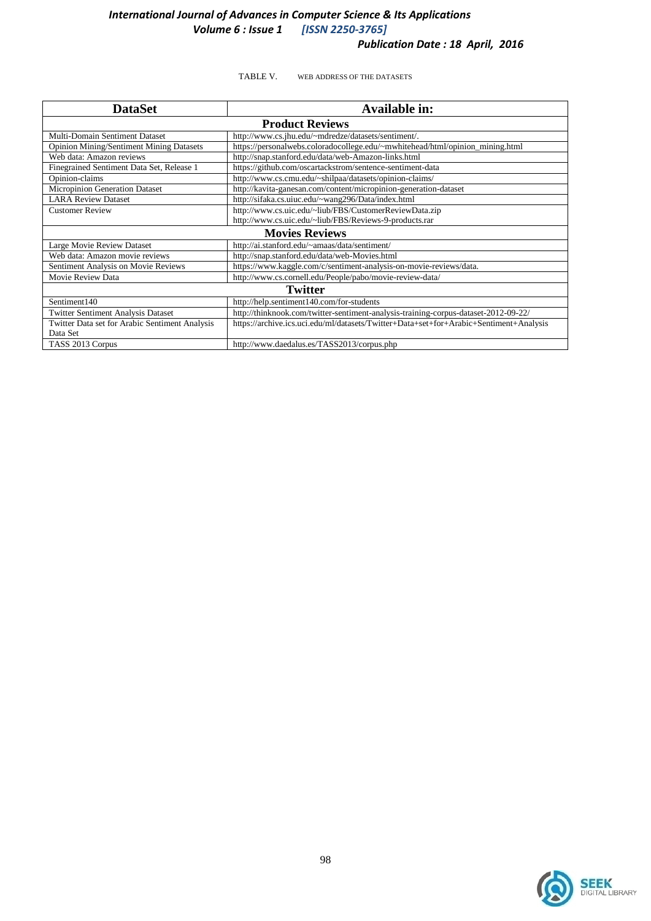TABLE V. WEB ADDRESS OF THE DATASETS

| DataSet | Available in: |
|---|---|
| **Product Reviews** | |
| Multi-Domain Sentiment Dataset | http://www.cs.jhu.edu/~mdredze/datasets/sentiment/. |
| Opinion Mining/Sentiment Mining Datasets | https://personalwebs.coloradocollege.edu/~mwhitehead/html/opinion_mining.html |
| Web data: Amazon reviews | http://snap.stanford.edu/data/web-Amazon-links.html |
| Finegrained Sentiment Data Set, Release 1 | https://github.com/oscartackstrom/sentence-sentiment-data |
| Opinion-claims | http://www.cs.cmu.edu/~shilpaa/datasets/opinion-claims/ |
| Micropinion Generation Dataset | http://kavita-ganesan.com/content/micropinion-generation-dataset |
| LARA Review Dataset | http://sifaka.cs.uiuc.edu/~wang296/Data/index.html |
| Customer Review | http://www.cs.uic.edu/~liub/FBS/CustomerReviewData.zip<br>http://www.cs.uic.edu/~liub/FBS/Reviews-9-products.rar |
| **Movies Reviews** | |
| Large Movie Review Dataset | http://ai.stanford.edu/~amaas/data/sentiment/ |
| Web data: Amazon movie reviews | http://snap.stanford.edu/data/web-Movies.html |
| Sentiment Analysis on Movie Reviews | https://www.kaggle.com/c/sentiment-analysis-on-movie-reviews/data. |
| Movie Review Data | http://www.cs.cornell.edu/People/pabo/movie-review-data/ |
| **Twitter** | |
| Sentiment140 | http://help.sentiment140.com/for-students |
| Twitter Sentiment Analysis Dataset | http://thinknook.com/twitter-sentiment-analysis-training-corpus-dataset-2012-09-22/ |
| Twitter Data set for Arabic Sentiment Analysis Data Set | https://archive.ics.uci.edu/ml/datasets/Twitter+Data+set+for+Arabic+Sentiment+Analysis |
| TASS 2013 Corpus | http://www.daedalus.es/TASS2013/corpus.php |